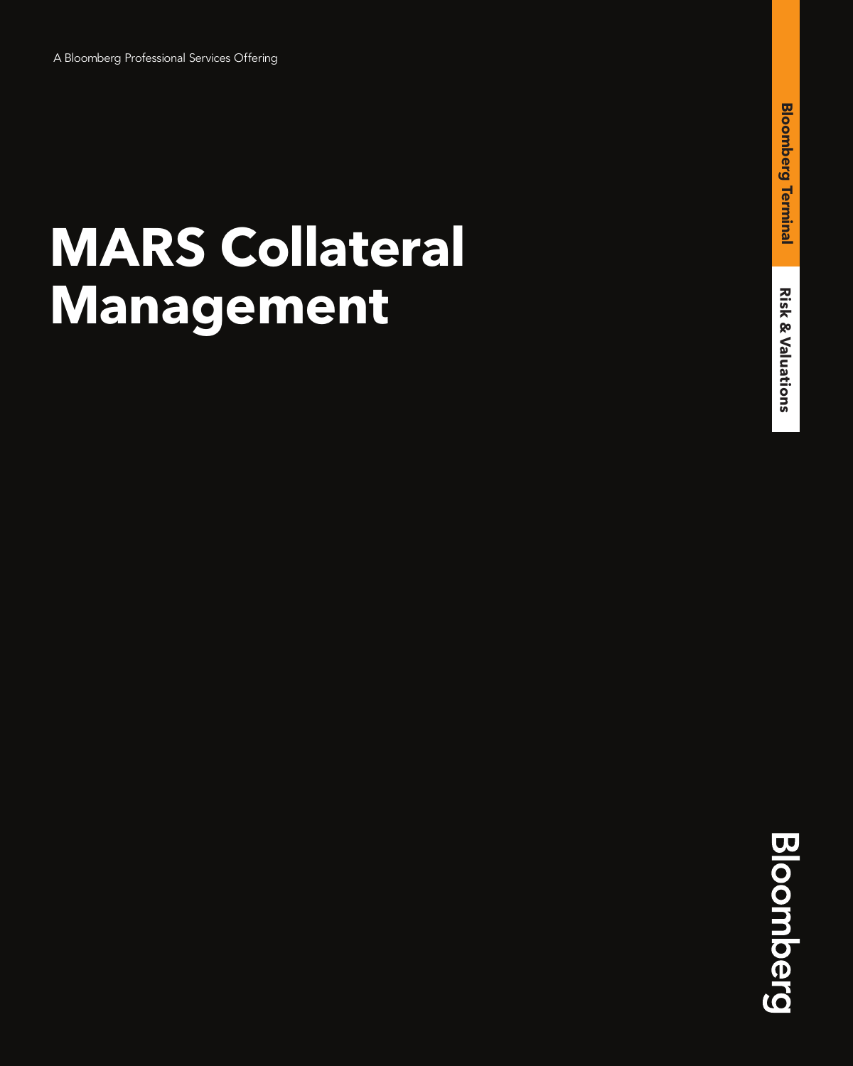A Bloomberg Professional Services Offering

# MARS Collateral Management

Bloomberg Terminal

Risk & Valuations

Bloomberg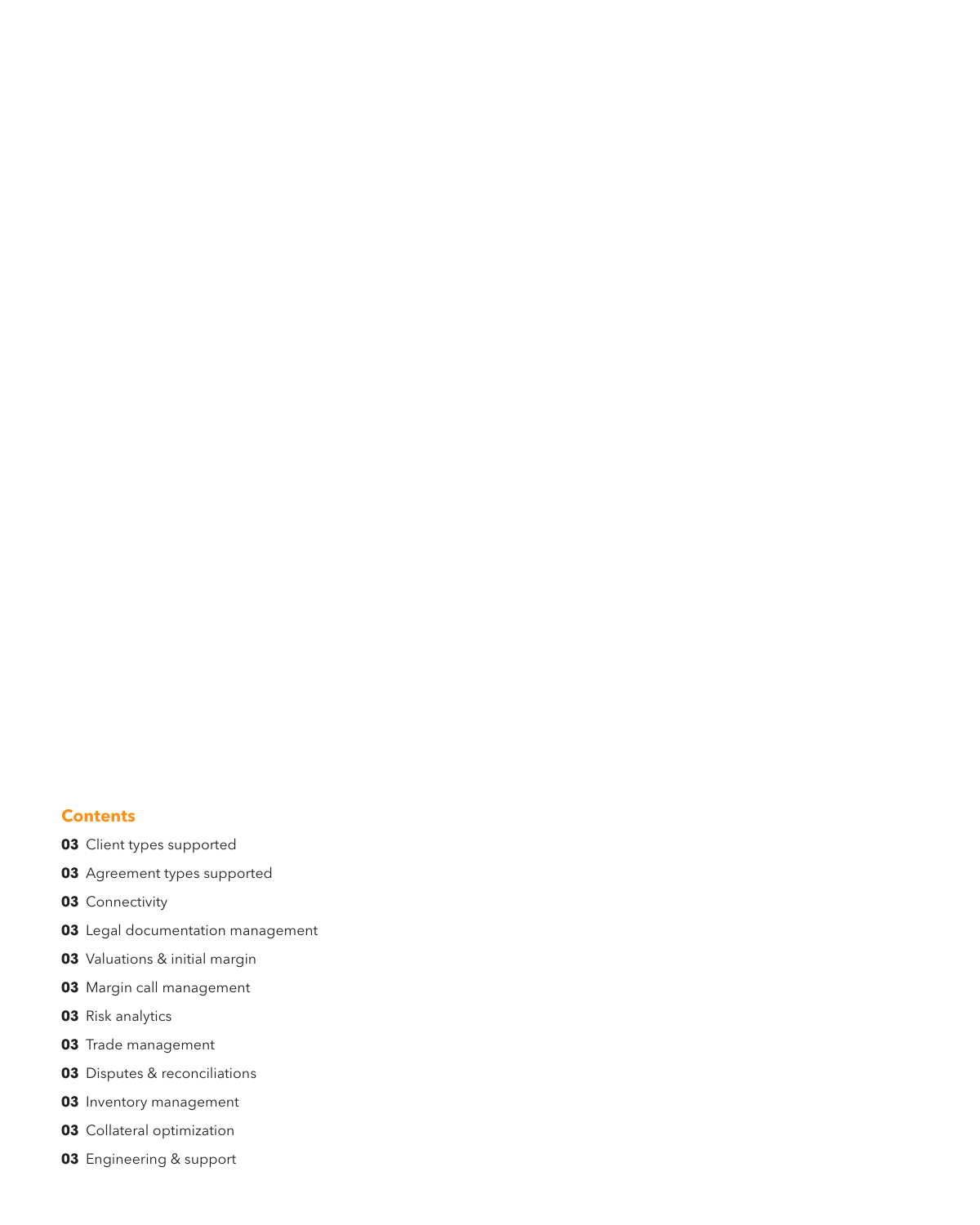## Contents

**03** Client types supported

**03** Agreement types supported

**03** Connectivity

**03** Legal documentation management

**03** Valuations & initial margin

**03** Margin call management

**03** Risk analytics

**03** Trade management

**03** Disputes & reconciliations

**03** Inventory management

**03** Collateral optimization

**03** Engineering & support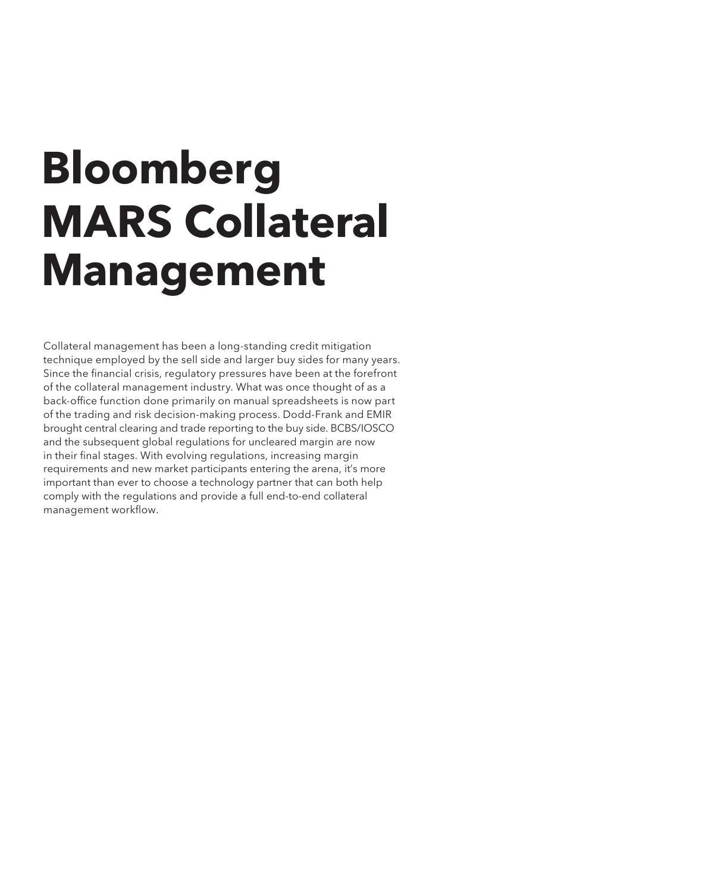# Bloomberg MARS Collateral Management

Collateral management has been a long-standing credit mitigation technique employed by the sell side and larger buy sides for many years. Since the financial crisis, regulatory pressures have been at the forefront of the collateral management industry. What was once thought of as a back-office function done primarily on manual spreadsheets is now part of the trading and risk decision-making process. Dodd-Frank and EMIR brought central clearing and trade reporting to the buy side. BCBS/IOSCO and the subsequent global regulations for uncleared margin are now in their final stages. With evolving regulations, increasing margin requirements and new market participants entering the arena, it's more important than ever to choose a technology partner that can both help comply with the regulations and provide a full end-to-end collateral management workflow.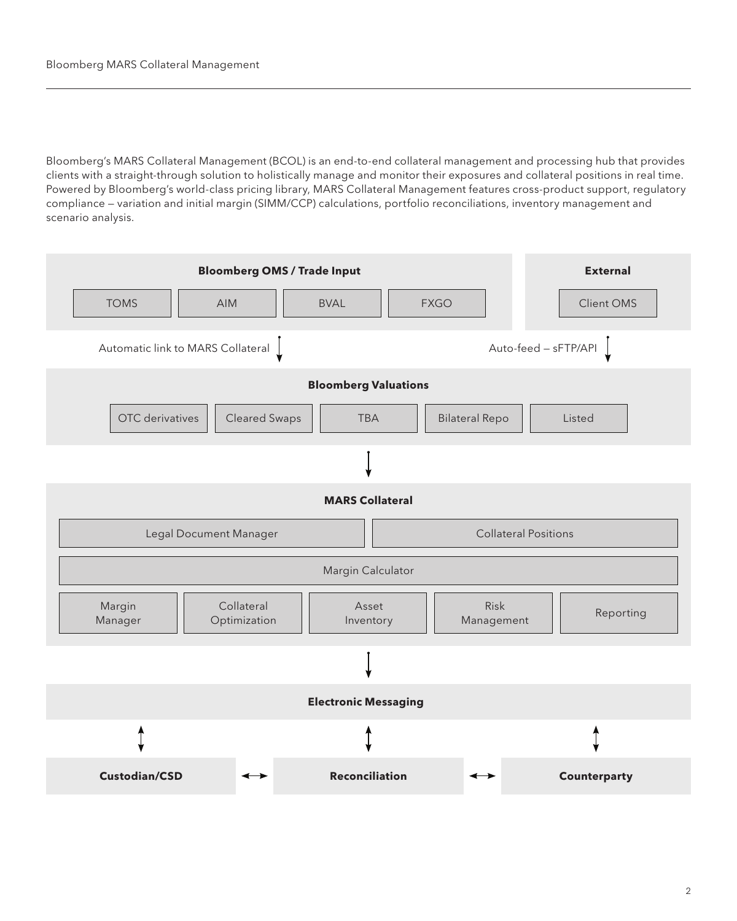Bloomberg's MARS Collateral Management (BCOL) is an end-to-end collateral management and processing hub that provides clients with a straight-through solution to holistically manage and monitor their exposures and collateral positions in real time. Powered by Bloomberg's world-class pricing library, MARS Collateral Management features cross-product support, regulatory compliance — variation and initial margin (SIMM/CCP) calculations, portfolio reconciliations, inventory management and scenario analysis.

**Bloomberg OMS / Trade Input**

TOMS | AIM | BVAL | FXGO

**External**

Client OMS

Automatic link to MARS Collateral ↓

Auto-feed — sFTP/API ↓

**Bloomberg Valuations**

OTC derivatives | Cleared Swaps | TBA | Bilateral Repo | Listed

↓

**MARS Collateral**

Legal Document Manager | Collateral Positions

Margin Calculator

Margin Manager | Collateral Optimization | Asset Inventory | Risk Management | Reporting

↓

**Electronic Messaging**

↕ ↕ ↕

**Custodian/CSD** ↔ **Reconciliation** ↔ **Counterparty**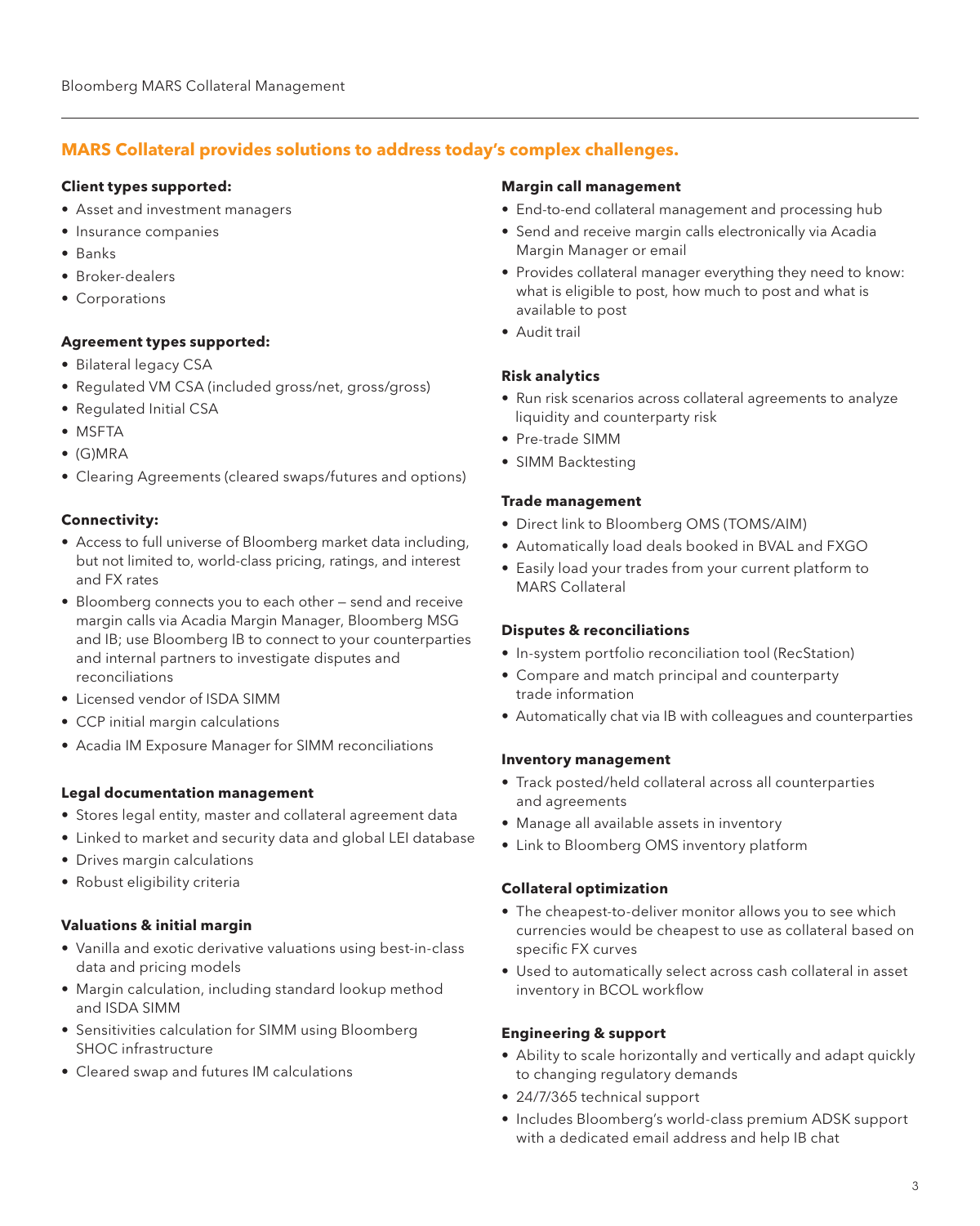## MARS Collateral provides solutions to address today's complex challenges.

**Client types supported:**

- Asset and investment managers
- Insurance companies
- Banks
- Broker-dealers
- Corporations

**Agreement types supported:**

- Bilateral legacy CSA
- Regulated VM CSA (included gross/net, gross/gross)
- Regulated Initial CSA
- MSFTA
- (G)MRA
- Clearing Agreements (cleared swaps/futures and options)

**Connectivity:**

- Access to full universe of Bloomberg market data including, but not limited to, world-class pricing, ratings, and interest and FX rates
- Bloomberg connects you to each other — send and receive margin calls via Acadia Margin Manager, Bloomberg MSG and IB; use Bloomberg IB to connect to your counterparties and internal partners to investigate disputes and reconciliations
- Licensed vendor of ISDA SIMM
- CCP initial margin calculations
- Acadia IM Exposure Manager for SIMM reconciliations

**Legal documentation management**

- Stores legal entity, master and collateral agreement data
- Linked to market and security data and global LEI database
- Drives margin calculations
- Robust eligibility criteria

**Valuations & initial margin**

- Vanilla and exotic derivative valuations using best-in-class data and pricing models
- Margin calculation, including standard lookup method and ISDA SIMM
- Sensitivities calculation for SIMM using Bloomberg SHOC infrastructure
- Cleared swap and futures IM calculations

**Margin call management**

- End-to-end collateral management and processing hub
- Send and receive margin calls electronically via Acadia Margin Manager or email
- Provides collateral manager everything they need to know: what is eligible to post, how much to post and what is available to post
- Audit trail

**Risk analytics**

- Run risk scenarios across collateral agreements to analyze liquidity and counterparty risk
- Pre-trade SIMM
- SIMM Backtesting

**Trade management**

- Direct link to Bloomberg OMS (TOMS/AIM)
- Automatically load deals booked in BVAL and FXGO
- Easily load your trades from your current platform to MARS Collateral

**Disputes & reconciliations**

- In-system portfolio reconciliation tool (RecStation)
- Compare and match principal and counterparty trade information
- Automatically chat via IB with colleagues and counterparties

**Inventory management**

- Track posted/held collateral across all counterparties and agreements
- Manage all available assets in inventory
- Link to Bloomberg OMS inventory platform

**Collateral optimization**

- The cheapest-to-deliver monitor allows you to see which currencies would be cheapest to use as collateral based on specific FX curves
- Used to automatically select across cash collateral in asset inventory in BCOL workflow

**Engineering & support**

- Ability to scale horizontally and vertically and adapt quickly to changing regulatory demands
- 24/7/365 technical support
- Includes Bloomberg's world-class premium ADSK support with a dedicated email address and help IB chat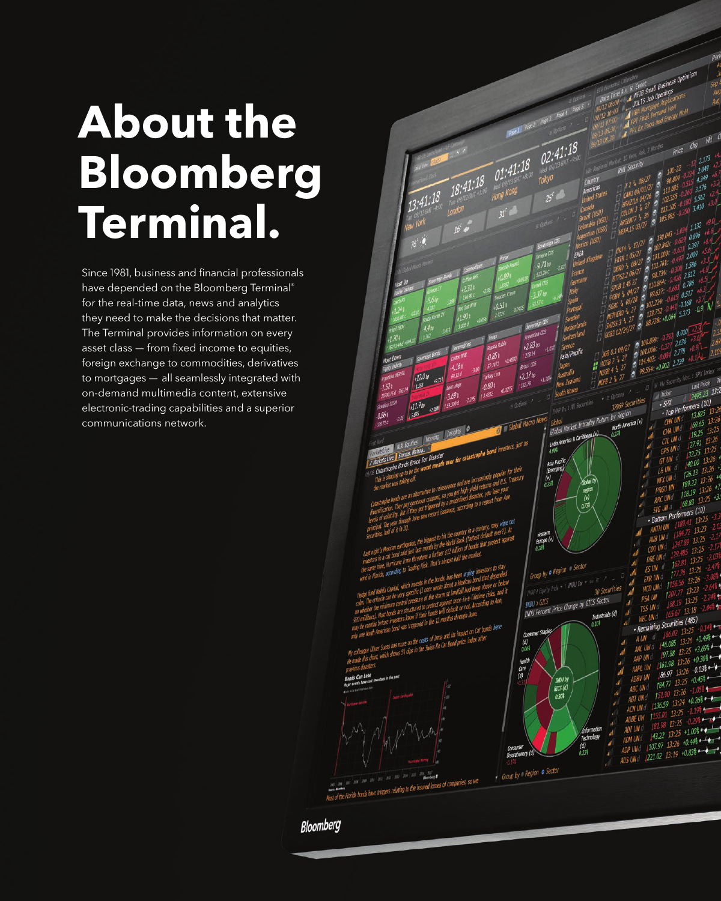# About the Bloomberg Terminal.

Since 1981, business and financial professionals have depended on the Bloomberg Terminal® for the real-time data, news and analytics they need to make the decisions that matter. The Terminal provides information on every asset class — from fixed income to equities, foreign exchange to commodities, derivatives to mortgages — all seamlessly integrated with on-demand multimedia content, extensive electronic-trading capabilities and a superior communications network.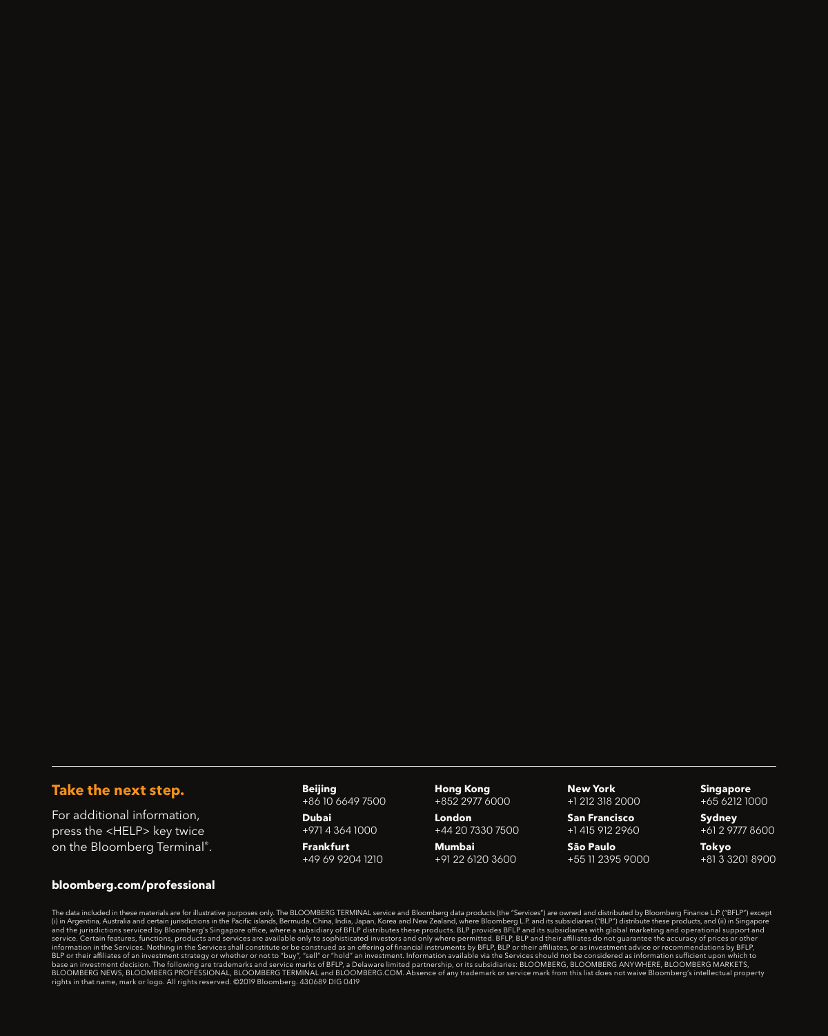## Take the next step.

For additional information, press the <HELP> key twice on the Bloomberg Terminal®.

**bloomberg.com/professional**

**Beijing**
+86 10 6649 7500

**Dubai**
+971 4 364 1000

**Frankfurt**
+49 69 9204 1210

**Hong Kong**
+852 2977 6000

**London**
+44 20 7330 7500

**Mumbai**
+91 22 6120 3600

**New York**
+1 212 318 2000

**San Francisco**
+1 415 912 2960

**São Paulo**
+55 11 2395 9000

**Singapore**
+65 6212 1000

**Sydney**
+61 2 9777 8600

**Tokyo**
+81 3 3201 8900

The data included in these materials are for illustrative purposes only. The BLOOMBERG TERMINAL service and Bloomberg data products (the "Services") are owned and distributed by Bloomberg Finance L.P. ("BFLP") except (i) in Argentina, Australia and certain jurisdictions in the Pacific islands, Bermuda, China, India, Japan, Korea and New Zealand, where Bloomberg L.P. and its subsidiaries ("BLP") distribute these products, and (ii) in Singapore and the jurisdictions serviced by Bloomberg's Singapore office, where a subsidiary of BFLP distributes these products. BLP provides BFLP and its subsidiaries with global marketing and operational support and service. Certain features, functions, products and services are available only to sophisticated investors and only where permitted. BFLP, BLP and their affiliates do not guarantee the accuracy of prices or other information in the Services. Nothing in the Services shall constitute or be construed as an offering of financial instruments by BFLP, BLP or their affiliates, or as investment advice or recommendations by BFLP, BLP or their affiliates of an investment strategy or whether or not to "buy", "sell" or "hold" an investment. Information available via the Services should not be considered as information sufficient upon which to base an investment decision. The following are trademarks and service marks of BFLP, a Delaware limited partnership, or its subsidiaries: BLOOMBERG, BLOOMBERG ANYWHERE, BLOOMBERG MARKETS, BLOOMBERG NEWS, BLOOMBERG PROFESSIONAL, BLOOMBERG TERMINAL and BLOOMBERG.COM. Absence of any trademark or service mark from this list does not waive Bloomberg's intellectual property rights in that name, mark or logo. All rights reserved. ©2019 Bloomberg. 430689 DIG 0419